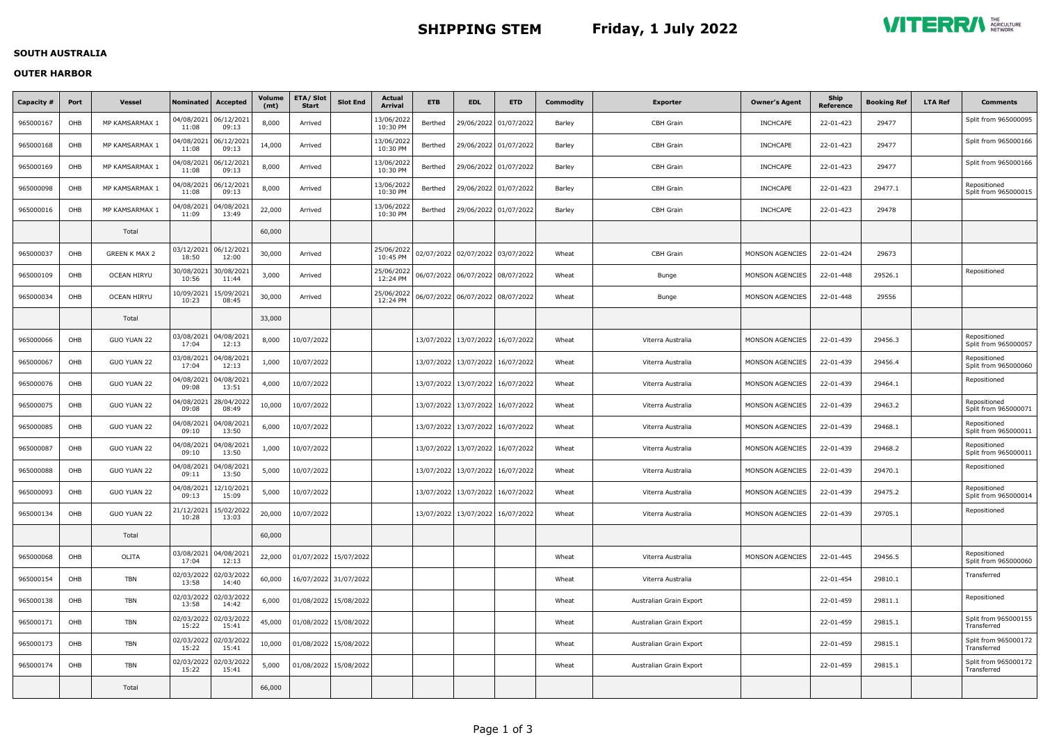# SHIPPING STEM Friday, 1 July 2022

## SOUTH AUSTRALIA

### OUTER HARBOR

| Capacity # | Port | Vessel | Nominated | Accepted | Volume (mt) | ETA/ Slot Start | Slot End | Actual Arrival | ETB | EDL | ETD | Commodity | Exporter | Owner's Agent | Ship Reference | Booking Ref | LTA Ref | Comments |
|---|---|---|---|---|---|---|---|---|---|---|---|---|---|---|---|---|---|---|
| 965000167 | OHB | MP KAMSARMAX 1 | 04/08/2021 11:08 | 06/12/2021 09:13 | 8,000 | Arrived | | 13/06/2022 10:30 PM | Berthed | 29/06/2022 | 01/07/2022 | Barley | CBH Grain | INCHCAPE | 22-01-423 | 29477 | | Split from 965000095 |
| 965000168 | OHB | MP KAMSARMAX 1 | 04/08/2021 11:08 | 06/12/2021 09:13 | 14,000 | Arrived | | 13/06/2022 10:30 PM | Berthed | 29/06/2022 | 01/07/2022 | Barley | CBH Grain | INCHCAPE | 22-01-423 | 29477 | | Split from 965000166 |
| 965000169 | OHB | MP KAMSARMAX 1 | 04/08/2021 11:08 | 06/12/2021 09:13 | 8,000 | Arrived | | 13/06/2022 10:30 PM | Berthed | 29/06/2022 | 01/07/2022 | Barley | CBH Grain | INCHCAPE | 22-01-423 | 29477 | | Split from 965000166 |
| 965000098 | OHB | MP KAMSARMAX 1 | 04/08/2021 11:08 | 06/12/2021 09:13 | 8,000 | Arrived | | 13/06/2022 10:30 PM | Berthed | 29/06/2022 | 01/07/2022 | Barley | CBH Grain | INCHCAPE | 22-01-423 | 29477.1 | | Repositioned Split from 965000015 |
| 965000016 | OHB | MP KAMSARMAX 1 | 04/08/2021 11:09 | 04/08/2021 13:49 | 22,000 | Arrived | | 13/06/2022 10:30 PM | Berthed | 29/06/2022 | 01/07/2022 | Barley | CBH Grain | INCHCAPE | 22-01-423 | 29478 | | |
| | | Total | | | 60,000 | | | | | | | | | | | | | |
| 965000037 | OHB | GREEN K MAX 2 | 03/12/2021 18:50 | 06/12/2021 12:00 | 30,000 | Arrived | | 25/06/2022 10:45 PM | 02/07/2022 | 02/07/2022 | 03/07/2022 | Wheat | CBH Grain | MONSON AGENCIES | 22-01-424 | 29673 | | |
| 965000109 | OHB | OCEAN HIRYU | 30/08/2021 10:56 | 30/08/2021 11:44 | 3,000 | Arrived | | 25/06/2022 12:24 PM | 06/07/2022 | 06/07/2022 | 08/07/2022 | Wheat | Bunge | MONSON AGENCIES | 22-01-448 | 29526.1 | | Repositioned |
| 965000034 | OHB | OCEAN HIRYU | 10/09/2021 10:23 | 15/09/2021 08:45 | 30,000 | Arrived | | 25/06/2022 12:24 PM | 06/07/2022 | 06/07/2022 | 08/07/2022 | Wheat | Bunge | MONSON AGENCIES | 22-01-448 | 29556 | | |
| | | Total | | | 33,000 | | | | | | | | | | | | | |
| 965000066 | OHB | GUO YUAN 22 | 03/08/2021 17:04 | 04/08/2021 12:13 | 8,000 | 10/07/2022 | | | 13/07/2022 | 13/07/2022 | 16/07/2022 | Wheat | Viterra Australia | MONSON AGENCIES | 22-01-439 | 29456.3 | | Repositioned Split from 965000057 |
| 965000067 | OHB | GUO YUAN 22 | 03/08/2021 17:04 | 04/08/2021 12:13 | 1,000 | 10/07/2022 | | | 13/07/2022 | 13/07/2022 | 16/07/2022 | Wheat | Viterra Australia | MONSON AGENCIES | 22-01-439 | 29456.4 | | Repositioned Split from 965000060 |
| 965000076 | OHB | GUO YUAN 22 | 04/08/2021 09:08 | 04/08/2021 13:51 | 4,000 | 10/07/2022 | | | 13/07/2022 | 13/07/2022 | 16/07/2022 | Wheat | Viterra Australia | MONSON AGENCIES | 22-01-439 | 29464.1 | | Repositioned |
| 965000075 | OHB | GUO YUAN 22 | 04/08/2021 09:08 | 28/04/2022 08:49 | 10,000 | 10/07/2022 | | | 13/07/2022 | 13/07/2022 | 16/07/2022 | Wheat | Viterra Australia | MONSON AGENCIES | 22-01-439 | 29463.2 | | Repositioned Split from 965000071 |
| 965000085 | OHB | GUO YUAN 22 | 04/08/2021 09:10 | 04/08/2021 13:50 | 6,000 | 10/07/2022 | | | 13/07/2022 | 13/07/2022 | 16/07/2022 | Wheat | Viterra Australia | MONSON AGENCIES | 22-01-439 | 29468.1 | | Repositioned Split from 965000011 |
| 965000087 | OHB | GUO YUAN 22 | 04/08/2021 09:10 | 04/08/2021 13:50 | 1,000 | 10/07/2022 | | | 13/07/2022 | 13/07/2022 | 16/07/2022 | Wheat | Viterra Australia | MONSON AGENCIES | 22-01-439 | 29468.2 | | Repositioned Split from 965000011 |
| 965000088 | OHB | GUO YUAN 22 | 04/08/2021 09:11 | 04/08/2021 13:50 | 5,000 | 10/07/2022 | | | 13/07/2022 | 13/07/2022 | 16/07/2022 | Wheat | Viterra Australia | MONSON AGENCIES | 22-01-439 | 29470.1 | | Repositioned |
| 965000093 | OHB | GUO YUAN 22 | 04/08/2021 09:13 | 12/10/2021 15:09 | 5,000 | 10/07/2022 | | | 13/07/2022 | 13/07/2022 | 16/07/2022 | Wheat | Viterra Australia | MONSON AGENCIES | 22-01-439 | 29475.2 | | Repositioned Split from 965000014 |
| 965000134 | OHB | GUO YUAN 22 | 21/12/2021 10:28 | 15/02/2022 13:03 | 20,000 | 10/07/2022 | | | 13/07/2022 | 13/07/2022 | 16/07/2022 | Wheat | Viterra Australia | MONSON AGENCIES | 22-01-439 | 29705.1 | | Repositioned |
| | | Total | | | 60,000 | | | | | | | | | | | | | |
| 965000068 | OHB | OLITA | 03/08/2021 17:04 | 04/08/2021 12:13 | 22,000 | 01/07/2022 | 15/07/2022 | | | | | Wheat | Viterra Australia | MONSON AGENCIES | 22-01-445 | 29456.5 | | Repositioned Split from 965000060 |
| 965000154 | OHB | TBN | 02/03/2022 13:58 | 02/03/2022 14:40 | 60,000 | 16/07/2022 | 31/07/2022 | | | | | Wheat | Viterra Australia | | 22-01-454 | 29810.1 | | Transferred |
| 965000138 | OHB | TBN | 02/03/2022 13:58 | 02/03/2022 14:42 | 6,000 | 01/08/2022 | 15/08/2022 | | | | | Wheat | Australian Grain Export | | 22-01-459 | 29811.1 | | Repositioned |
| 965000171 | OHB | TBN | 02/03/2022 15:22 | 02/03/2022 15:41 | 45,000 | 01/08/2022 | 15/08/2022 | | | | | Wheat | Australian Grain Export | | 22-01-459 | 29815.1 | | Split from 965000155 Transferred |
| 965000173 | OHB | TBN | 02/03/2022 15:22 | 02/03/2022 15:41 | 10,000 | 01/08/2022 | 15/08/2022 | | | | | Wheat | Australian Grain Export | | 22-01-459 | 29815.1 | | Split from 965000172 Transferred |
| 965000174 | OHB | TBN | 02/03/2022 15:22 | 02/03/2022 15:41 | 5,000 | 01/08/2022 | 15/08/2022 | | | | | Wheat | Australian Grain Export | | 22-01-459 | 29815.1 | | Split from 965000172 Transferred |
| | | Total | | | 66,000 | | | | | | | | | | | | | |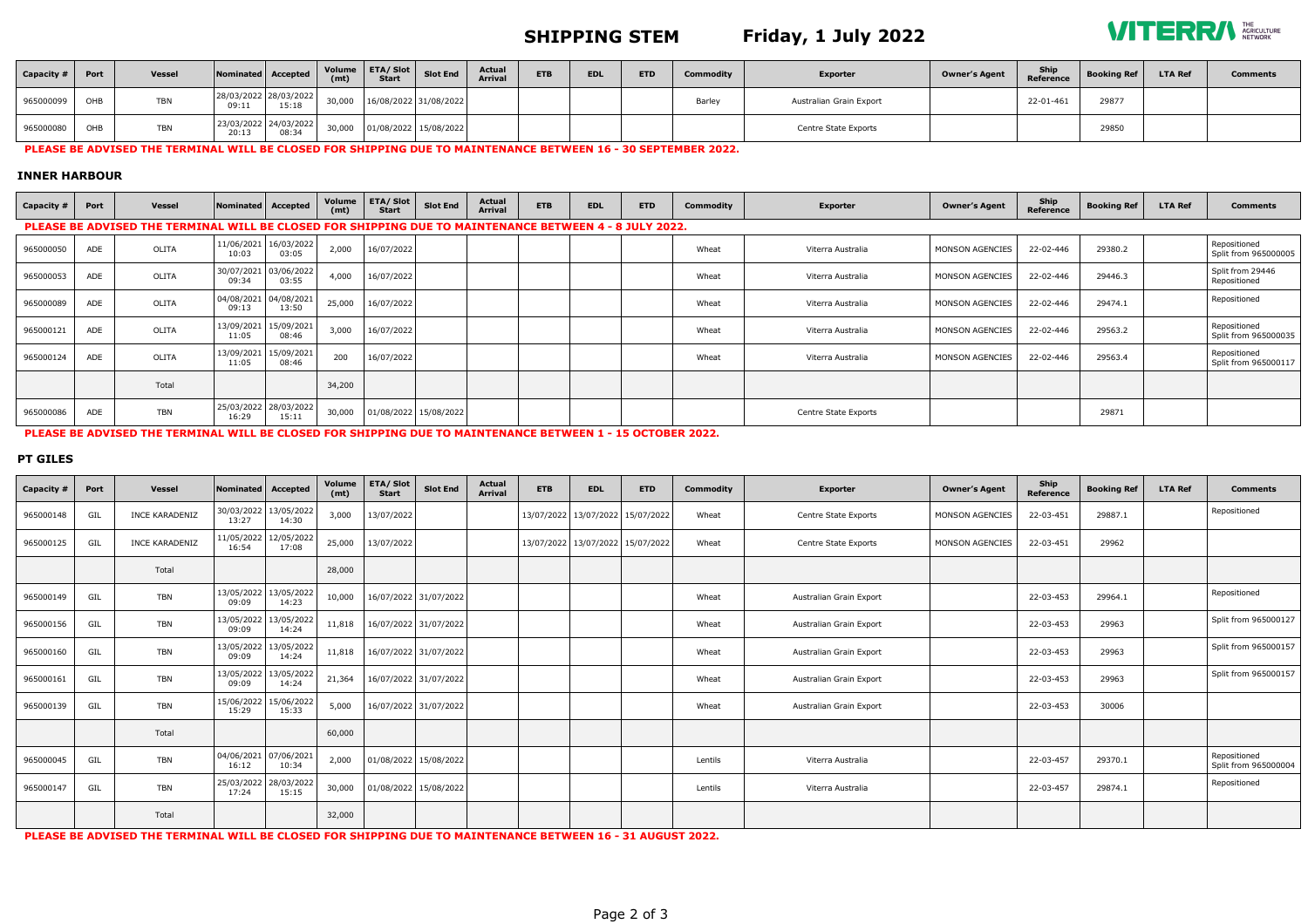# SHIPPING STEM Friday, 1 July 2022

| Capacity # | Port | Vessel | Nominated | Accepted | Volume (mt) | ETA/ Slot Start | Slot End | Actual Arrival | ETB | EDL | ETD | Commodity | Exporter | Owner's Agent | Ship Reference | Booking Ref | LTA Ref | Comments |
|---|---|---|---|---|---|---|---|---|---|---|---|---|---|---|---|---|---|---|
| 965000099 | OHB | TBN | 28/03/2022 09:11 | 28/03/2022 15:18 | 30,000 | 16/08/2022 | 31/08/2022 | | | | | Barley | Australian Grain Export | | 22-01-461 | 29877 | | |
| 965000080 | OHB | TBN | 23/03/2022 20:13 | 24/03/2022 08:34 | 30,000 | 01/08/2022 | 15/08/2022 | | | | | | Centre State Exports | | | 29850 | | |

**PLEASE BE ADVISED THE TERMINAL WILL BE CLOSED FOR SHIPPING DUE TO MAINTENANCE BETWEEN 16 - 30 SEPTEMBER 2022.**

## INNER HARBOUR

**PLEASE BE ADVISED THE TERMINAL WILL BE CLOSED FOR SHIPPING DUE TO MAINTENANCE BETWEEN 4 - 8 JULY 2022.**

| Capacity # | Port | Vessel | Nominated | Accepted | Volume (mt) | ETA/ Slot Start | Slot End | Actual Arrival | ETB | EDL | ETD | Commodity | Exporter | Owner's Agent | Ship Reference | Booking Ref | LTA Ref | Comments |
|---|---|---|---|---|---|---|---|---|---|---|---|---|---|---|---|---|---|---|
| 965000050 | ADE | OLITA | 11/06/2021 10:03 | 16/03/2022 03:05 | 2,000 | 16/07/2022 | | | | | | Wheat | Viterra Australia | MONSON AGENCIES | 22-02-446 | 29380.2 | | Repositioned Split from 965000005 |
| 965000053 | ADE | OLITA | 30/07/2021 09:34 | 03/06/2022 03:55 | 4,000 | 16/07/2022 | | | | | | Wheat | Viterra Australia | MONSON AGENCIES | 22-02-446 | 29446.3 | | Split from 29446 Repositioned |
| 965000089 | ADE | OLITA | 04/08/2021 09:13 | 04/08/2021 13:50 | 25,000 | 16/07/2022 | | | | | | Wheat | Viterra Australia | MONSON AGENCIES | 22-02-446 | 29474.1 | | Repositioned |
| 965000121 | ADE | OLITA | 13/09/2021 11:05 | 15/09/2021 08:46 | 3,000 | 16/07/2022 | | | | | | Wheat | Viterra Australia | MONSON AGENCIES | 22-02-446 | 29563.2 | | Repositioned Split from 965000035 |
| 965000124 | ADE | OLITA | 13/09/2021 11:05 | 15/09/2021 08:46 | 200 | 16/07/2022 | | | | | | Wheat | Viterra Australia | MONSON AGENCIES | 22-02-446 | 29563.4 | | Repositioned Split from 965000117 |
| | | Total | | | 34,200 | | | | | | | | | | | | | |
| 965000086 | ADE | TBN | 25/03/2022 16:29 | 28/03/2022 15:11 | 30,000 | 01/08/2022 | 15/08/2022 | | | | | | Centre State Exports | | | 29871 | | |

**PLEASE BE ADVISED THE TERMINAL WILL BE CLOSED FOR SHIPPING DUE TO MAINTENANCE BETWEEN 1 - 15 OCTOBER 2022.**

## PT GILES

| Capacity # | Port | Vessel | Nominated | Accepted | Volume (mt) | ETA/ Slot Start | Slot End | Actual Arrival | ETB | EDL | ETD | Commodity | Exporter | Owner's Agent | Ship Reference | Booking Ref | LTA Ref | Comments |
|---|---|---|---|---|---|---|---|---|---|---|---|---|---|---|---|---|---|---|
| 965000148 | GIL | INCE KARADENIZ | 30/03/2022 13:27 | 13/05/2022 14:30 | 3,000 | 13/07/2022 | | | 13/07/2022 | 13/07/2022 | 15/07/2022 | Wheat | Centre State Exports | MONSON AGENCIES | 22-03-451 | 29887.1 | | Repositioned |
| 965000125 | GIL | INCE KARADENIZ | 11/05/2022 16:54 | 12/05/2022 17:08 | 25,000 | 13/07/2022 | | | 13/07/2022 | 13/07/2022 | 15/07/2022 | Wheat | Centre State Exports | MONSON AGENCIES | 22-03-451 | 29962 | | |
| | | Total | | | 28,000 | | | | | | | | | | | | | |
| 965000149 | GIL | TBN | 13/05/2022 09:09 | 13/05/2022 14:23 | 10,000 | 16/07/2022 | 31/07/2022 | | | | | Wheat | Australian Grain Export | | 22-03-453 | 29964.1 | | Repositioned |
| 965000156 | GIL | TBN | 13/05/2022 09:09 | 13/05/2022 14:24 | 11,818 | 16/07/2022 | 31/07/2022 | | | | | Wheat | Australian Grain Export | | 22-03-453 | 29963 | | Split from 965000127 |
| 965000160 | GIL | TBN | 13/05/2022 09:09 | 13/05/2022 14:24 | 11,818 | 16/07/2022 | 31/07/2022 | | | | | Wheat | Australian Grain Export | | 22-03-453 | 29963 | | Split from 965000157 |
| 965000161 | GIL | TBN | 13/05/2022 09:09 | 13/05/2022 14:24 | 21,364 | 16/07/2022 | 31/07/2022 | | | | | Wheat | Australian Grain Export | | 22-03-453 | 29963 | | Split from 965000157 |
| 965000139 | GIL | TBN | 15/06/2022 15:29 | 15/06/2022 15:33 | 5,000 | 16/07/2022 | 31/07/2022 | | | | | Wheat | Australian Grain Export | | 22-03-453 | 30006 | | |
| | | Total | | | 60,000 | | | | | | | | | | | | | |
| 965000045 | GIL | TBN | 04/06/2021 16:12 | 07/06/2021 10:34 | 2,000 | 01/08/2022 | 15/08/2022 | | | | | Lentils | Viterra Australia | | 22-03-457 | 29370.1 | | Repositioned Split from 965000004 |
| 965000147 | GIL | TBN | 25/03/2022 17:24 | 28/03/2022 15:15 | 30,000 | 01/08/2022 | 15/08/2022 | | | | | Lentils | Viterra Australia | | 22-03-457 | 29874.1 | | Repositioned |
| | | Total | | | 32,000 | | | | | | | | | | | | | |

**PLEASE BE ADVISED THE TERMINAL WILL BE CLOSED FOR SHIPPING DUE TO MAINTENANCE BETWEEN 16 - 31 AUGUST 2022.**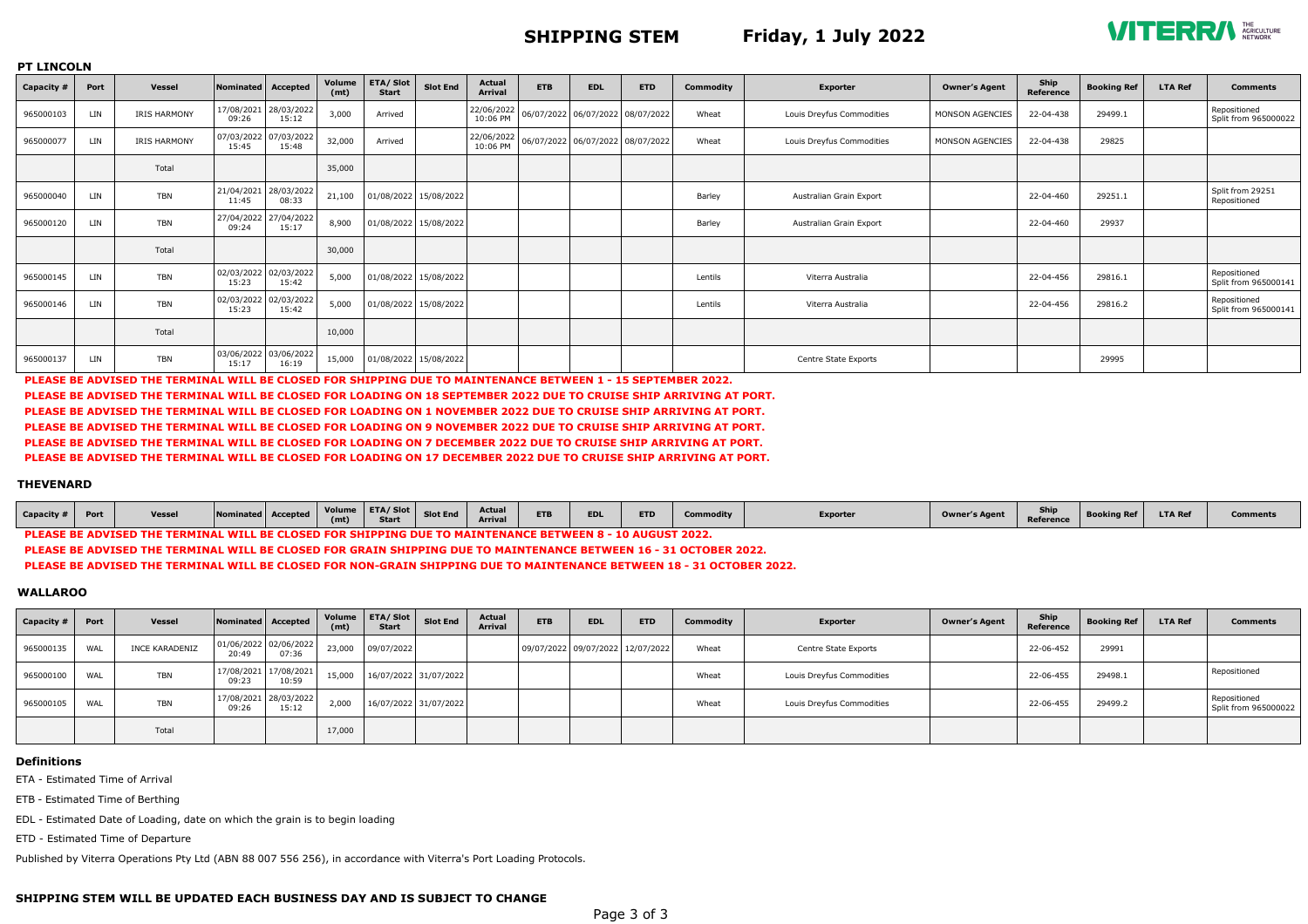# SHIPPING STEM Friday, 1 July 2022

## PT LINCOLN

| Capacity # | Port | Vessel | Nominated | Accepted | Volume (mt) | ETA/ Slot Start | Slot End | Actual Arrival | ETB | EDL | ETD | Commodity | Exporter | Owner's Agent | Ship Reference | Booking Ref | LTA Ref | Comments |
|---|---|---|---|---|---|---|---|---|---|---|---|---|---|---|---|---|---|---|
| 965000103 | LIN | IRIS HARMONY | 17/08/2021 09:26 | 28/03/2022 15:12 | 3,000 | Arrived | | 22/06/2022 10:06 PM | 06/07/2022 | 06/07/2022 | 08/07/2022 | Wheat | Louis Dreyfus Commodities | MONSON AGENCIES | 22-04-438 | 29499.1 | | Repositioned Split from 965000022 |
| 965000077 | LIN | IRIS HARMONY | 07/03/2022 15:45 | 07/03/2022 15:48 | 32,000 | Arrived | | 22/06/2022 10:06 PM | 06/07/2022 | 06/07/2022 | 08/07/2022 | Wheat | Louis Dreyfus Commodities | MONSON AGENCIES | 22-04-438 | 29825 | | |
| | | Total | | | 35,000 | | | | | | | | | | | | | |
| 965000040 | LIN | TBN | 21/04/2021 11:45 | 28/03/2022 08:33 | 21,100 | 01/08/2022 | 15/08/2022 | | | | | Barley | Australian Grain Export | | 22-04-460 | 29251.1 | | Split from 29251 Repositioned |
| 965000120 | LIN | TBN | 27/04/2022 09:24 | 27/04/2022 15:17 | 8,900 | 01/08/2022 | 15/08/2022 | | | | | Barley | Australian Grain Export | | 22-04-460 | 29937 | | |
| | | Total | | | 30,000 | | | | | | | | | | | | | |
| 965000145 | LIN | TBN | 02/03/2022 15:23 | 02/03/2022 15:42 | 5,000 | 01/08/2022 | 15/08/2022 | | | | | Lentils | Viterra Australia | | 22-04-456 | 29816.1 | | Repositioned Split from 965000141 |
| 965000146 | LIN | TBN | 02/03/2022 15:23 | 02/03/2022 15:42 | 5,000 | 01/08/2022 | 15/08/2022 | | | | | Lentils | Viterra Australia | | 22-04-456 | 29816.2 | | Repositioned Split from 965000141 |
| | | Total | | | 10,000 | | | | | | | | | | | | | |
| 965000137 | LIN | TBN | 03/06/2022 15:17 | 03/06/2022 16:19 | 15,000 | 01/08/2022 | 15/08/2022 | | | | | | Centre State Exports | | | 29995 | | |

**PLEASE BE ADVISED THE TERMINAL WILL BE CLOSED FOR SHIPPING DUE TO MAINTENANCE BETWEEN 1 - 15 SEPTEMBER 2022.**

**PLEASE BE ADVISED THE TERMINAL WILL BE CLOSED FOR LOADING ON 18 SEPTEMBER 2022 DUE TO CRUISE SHIP ARRIVING AT PORT.**

**PLEASE BE ADVISED THE TERMINAL WILL BE CLOSED FOR LOADING ON 1 NOVEMBER 2022 DUE TO CRUISE SHIP ARRIVING AT PORT.**

**PLEASE BE ADVISED THE TERMINAL WILL BE CLOSED FOR LOADING ON 9 NOVEMBER 2022 DUE TO CRUISE SHIP ARRIVING AT PORT.**

**PLEASE BE ADVISED THE TERMINAL WILL BE CLOSED FOR LOADING ON 7 DECEMBER 2022 DUE TO CRUISE SHIP ARRIVING AT PORT.**

**PLEASE BE ADVISED THE TERMINAL WILL BE CLOSED FOR LOADING ON 17 DECEMBER 2022 DUE TO CRUISE SHIP ARRIVING AT PORT.**

## THEVENARD

| Capacity # | Port | Vessel | Nominated | Accepted | Volume (mt) | ETA/ Slot Start | Slot End | Actual Arrival | ETB | EDL | ETD | Commodity | Exporter | Owner's Agent | Ship Reference | Booking Ref | LTA Ref | Comments |
|---|---|---|---|---|---|---|---|---|---|---|---|---|---|---|---|---|---|---|

**PLEASE BE ADVISED THE TERMINAL WILL BE CLOSED FOR SHIPPING DUE TO MAINTENANCE BETWEEN 8 - 10 AUGUST 2022.**

**PLEASE BE ADVISED THE TERMINAL WILL BE CLOSED FOR GRAIN SHIPPING DUE TO MAINTENANCE BETWEEN 16 - 31 OCTOBER 2022.**

**PLEASE BE ADVISED THE TERMINAL WILL BE CLOSED FOR NON-GRAIN SHIPPING DUE TO MAINTENANCE BETWEEN 18 - 31 OCTOBER 2022.**

## WALLAROO

| Capacity # | Port | Vessel | Nominated | Accepted | Volume (mt) | ETA/ Slot Start | Slot End | Actual Arrival | ETB | EDL | ETD | Commodity | Exporter | Owner's Agent | Ship Reference | Booking Ref | LTA Ref | Comments |
|---|---|---|---|---|---|---|---|---|---|---|---|---|---|---|---|---|---|---|
| 965000135 | WAL | INCE KARADENIZ | 01/06/2022 20:49 | 02/06/2022 07:36 | 23,000 | 09/07/2022 | | | 09/07/2022 | 09/07/2022 | 12/07/2022 | Wheat | Centre State Exports | | 22-06-452 | 29991 | | |
| 965000100 | WAL | TBN | 17/08/2021 09:23 | 17/08/2021 10:59 | 15,000 | 16/07/2022 | 31/07/2022 | | | | | Wheat | Louis Dreyfus Commodities | | 22-06-455 | 29498.1 | | Repositioned |
| 965000105 | WAL | TBN | 17/08/2021 09:26 | 28/03/2022 15:12 | 2,000 | 16/07/2022 | 31/07/2022 | | | | | Wheat | Louis Dreyfus Commodities | | 22-06-455 | 29499.2 | | Repositioned Split from 965000022 |
| | | Total | | | 17,000 | | | | | | | | | | | | | |

### Definitions

ETA - Estimated Time of Arrival

ETB - Estimated Time of Berthing

EDL - Estimated Date of Loading, date on which the grain is to begin loading

ETD - Estimated Time of Departure

Published by Viterra Operations Pty Ltd (ABN 88 007 556 256), in accordance with Viterra's Port Loading Protocols.

**SHIPPING STEM WILL BE UPDATED EACH BUSINESS DAY AND IS SUBJECT TO CHANGE**